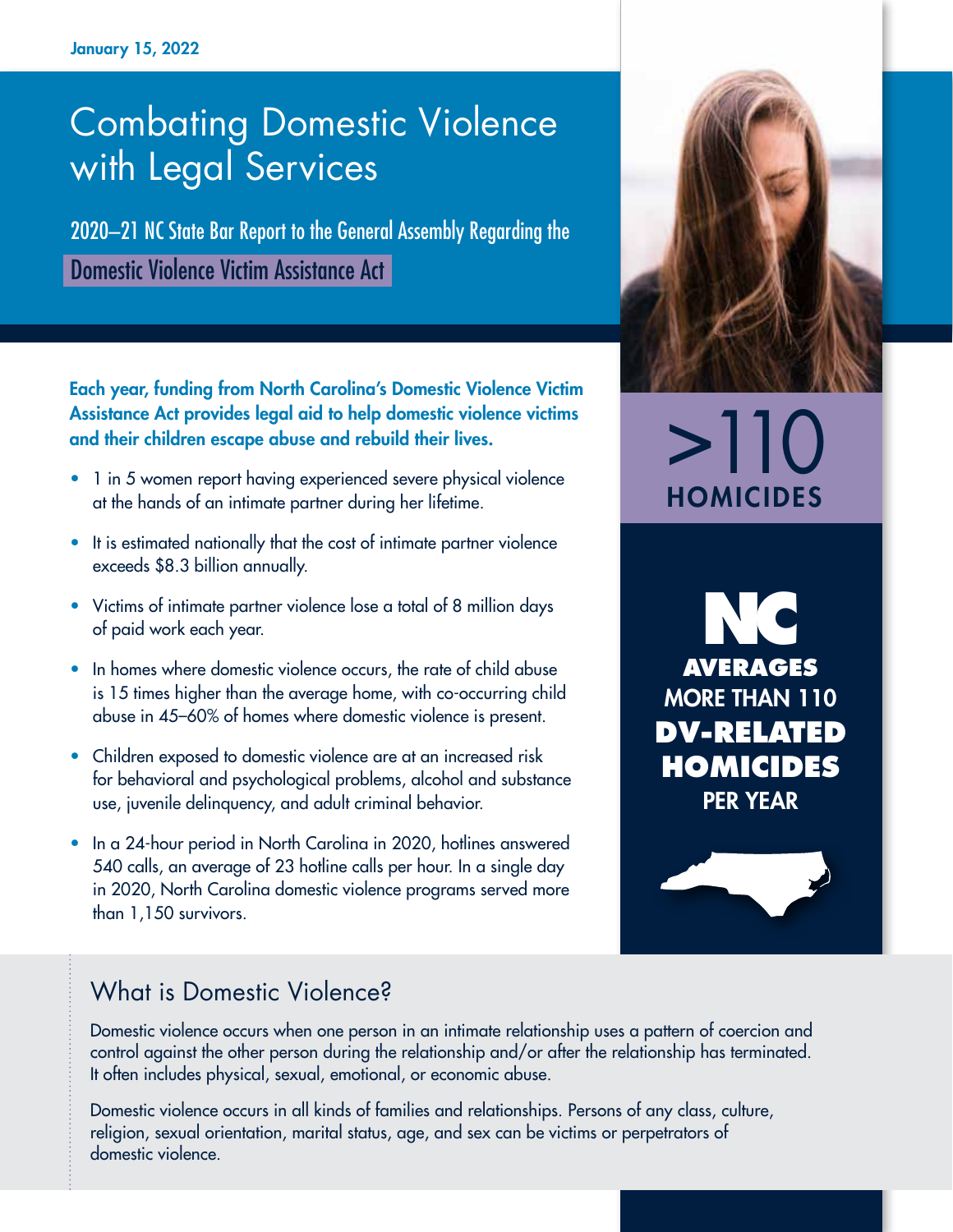January 15, 2022

# Combating Domestic Violence with Legal Services

## 2020–21 NC State Bar Report to the General Assembly Regarding the Domestic Violence Victim Assistance Act

**Each year, funding from North Carolina's Domestic Violence Victim Assistance Act provides legal aid to help domestic violence victims and their children escape abuse and rebuild their lives.**

- 1 in 5 women report having experienced severe physical violence at the hands of an intimate partner during her lifetime.
- It is estimated nationally that the cost of intimate partner violence exceeds $8.3 billion annually.
- Victims of intimate partner violence lose a total of 8 million days of paid work each year.
- In homes where domestic violence occurs, the rate of child abuse is 15 times higher than the average home, with co-occurring child abuse in 45–60% of homes where domestic violence is present.
- Children exposed to domestic violence are at an increased risk for behavioral and psychological problems, alcohol and substance use, juvenile delinquency, and adult criminal behavior.
- In a 24-hour period in North Carolina in 2020, hotlines answered 540 calls, an average of 23 hotline calls per hour. In a single day in 2020, North Carolina domestic violence programs served more than 1,150 survivors.

**>110 HOMICIDES**

**NC AVERAGES** MORE THAN 110 **DV-RELATED HOMICIDES** PER YEAR

## What is Domestic Violence?

Domestic violence occurs when one person in an intimate relationship uses a pattern of coercion and control against the other person during the relationship and/or after the relationship has terminated. It often includes physical, sexual, emotional, or economic abuse.

Domestic violence occurs in all kinds of families and relationships. Persons of any class, culture, religion, sexual orientation, marital status, age, and sex can be victims or perpetrators of domestic violence.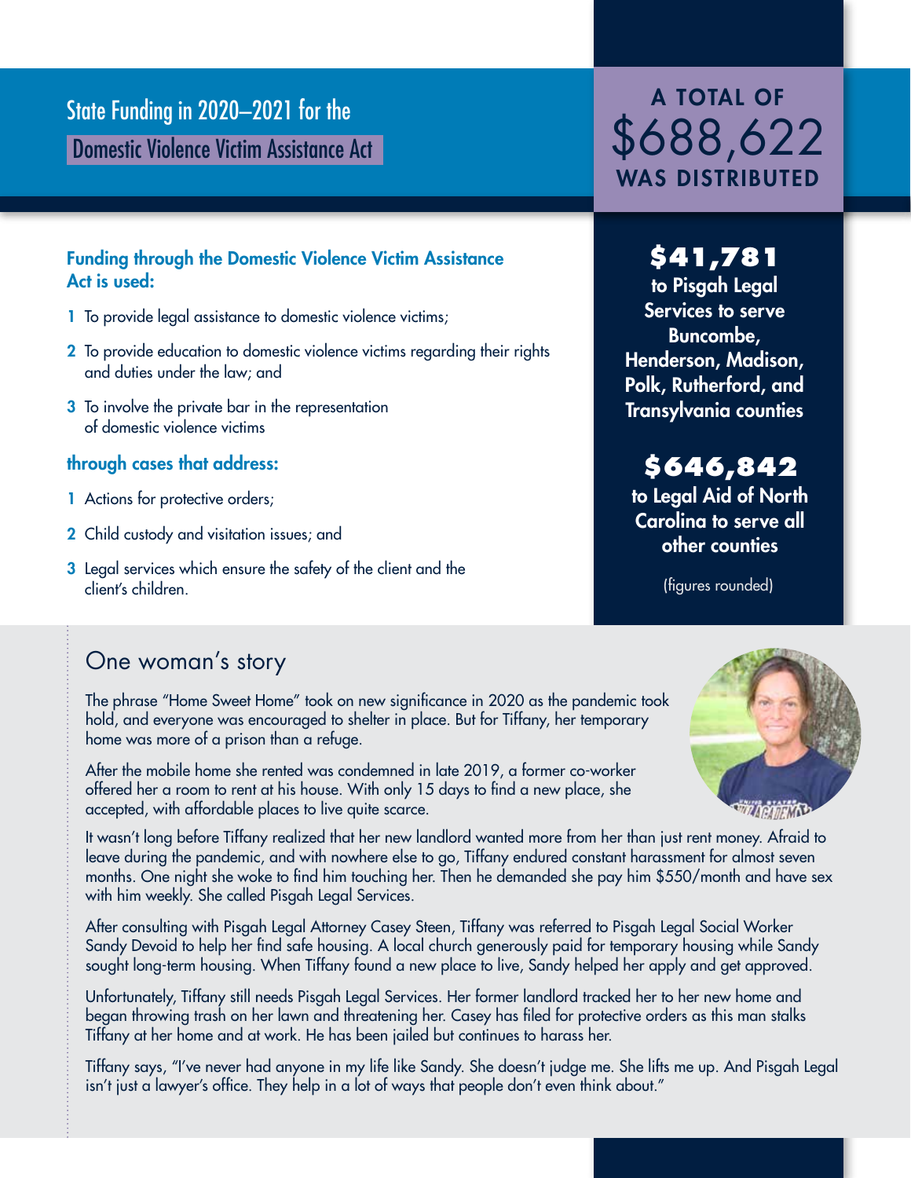# State Funding in 2020–2021 for the Domestic Violence Victim Assistance Act

**A TOTAL OF $688,622 WAS DISTRIBUTED**

**$41,781** to Pisgah Legal Services to serve Buncombe, Henderson, Madison, Polk, Rutherford, and Transylvania counties

**$646,842** to Legal Aid of North Carolina to serve all other counties

(figures rounded)

### Funding through the Domestic Violence Victim Assistance Act is used:

1. To provide legal assistance to domestic violence victims;
2. To provide education to domestic violence victims regarding their rights and duties under the law; and
3. To involve the private bar in the representation of domestic violence victims

### through cases that address:

1. Actions for protective orders;
2. Child custody and visitation issues; and
3. Legal services which ensure the safety of the client and the client's children.

## One woman's story

The phrase "Home Sweet Home" took on new significance in 2020 as the pandemic took hold, and everyone was encouraged to shelter in place. But for Tiffany, her temporary home was more of a prison than a refuge.

After the mobile home she rented was condemned in late 2019, a former co-worker offered her a room to rent at his house. With only 15 days to find a new place, she accepted, with affordable places to live quite scarce.

It wasn't long before Tiffany realized that her new landlord wanted more from her than just rent money. Afraid to leave during the pandemic, and with nowhere else to go, Tiffany endured constant harassment for almost seven months. One night she woke to find him touching her. Then he demanded she pay him $550/month and have sex with him weekly. She called Pisgah Legal Services.

After consulting with Pisgah Legal Attorney Casey Steen, Tiffany was referred to Pisgah Legal Social Worker Sandy Devoid to help her find safe housing. A local church generously paid for temporary housing while Sandy sought long-term housing. When Tiffany found a new place to live, Sandy helped her apply and get approved.

Unfortunately, Tiffany still needs Pisgah Legal Services. Her former landlord tracked her to her new home and began throwing trash on her lawn and threatening her. Casey has filed for protective orders as this man stalks Tiffany at her home and at work. He has been jailed but continues to harass her.

Tiffany says, "I've never had anyone in my life like Sandy. She doesn't judge me. She lifts me up. And Pisgah Legal isn't just a lawyer's office. They help in a lot of ways that people don't even think about."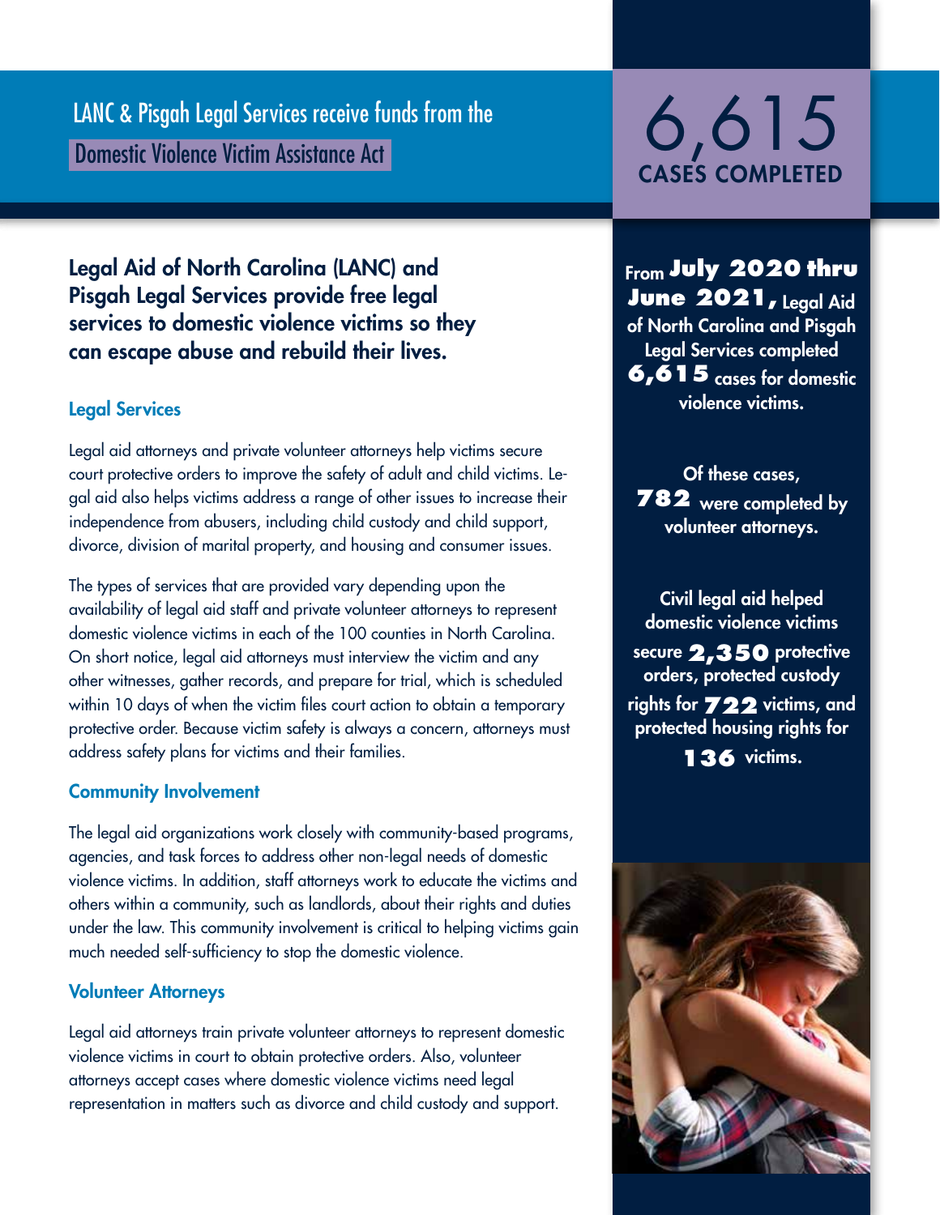## LANC & Pisgah Legal Services receive funds from the Domestic Violence Victim Assistance Act

# 6,615
## CASES COMPLETED

**Legal Aid of North Carolina (LANC) and Pisgah Legal Services provide free legal services to domestic violence victims so they can escape abuse and rebuild their lives.**

### Legal Services

Legal aid attorneys and private volunteer attorneys help victims secure court protective orders to improve the safety of adult and child victims. Legal aid also helps victims address a range of other issues to increase their independence from abusers, including child custody and child support, divorce, division of marital property, and housing and consumer issues.

The types of services that are provided vary depending upon the availability of legal aid staff and private volunteer attorneys to represent domestic violence victims in each of the 100 counties in North Carolina. On short notice, legal aid attorneys must interview the victim and any other witnesses, gather records, and prepare for trial, which is scheduled within 10 days of when the victim files court action to obtain a temporary protective order. Because victim safety is always a concern, attorneys must address safety plans for victims and their families.

### Community Involvement

The legal aid organizations work closely with community-based programs, agencies, and task forces to address other non-legal needs of domestic violence victims. In addition, staff attorneys work to educate the victims and others within a community, such as landlords, about their rights and duties under the law. This community involvement is critical to helping victims gain much needed self-sufficiency to stop the domestic violence.

### Volunteer Attorneys

Legal aid attorneys train private volunteer attorneys to represent domestic violence victims in court to obtain protective orders. Also, volunteer attorneys accept cases where domestic violence victims need legal representation in matters such as divorce and child custody and support.

**From July 2020 thru June 2021, Legal Aid of North Carolina and Pisgah Legal Services completed 6,615 cases for domestic violence victims.**

**Of these cases, 782 were completed by volunteer attorneys.**

**Civil legal aid helped domestic violence victims secure 2,350 protective orders, protected custody rights for 722 victims, and protected housing rights for 136 victims.**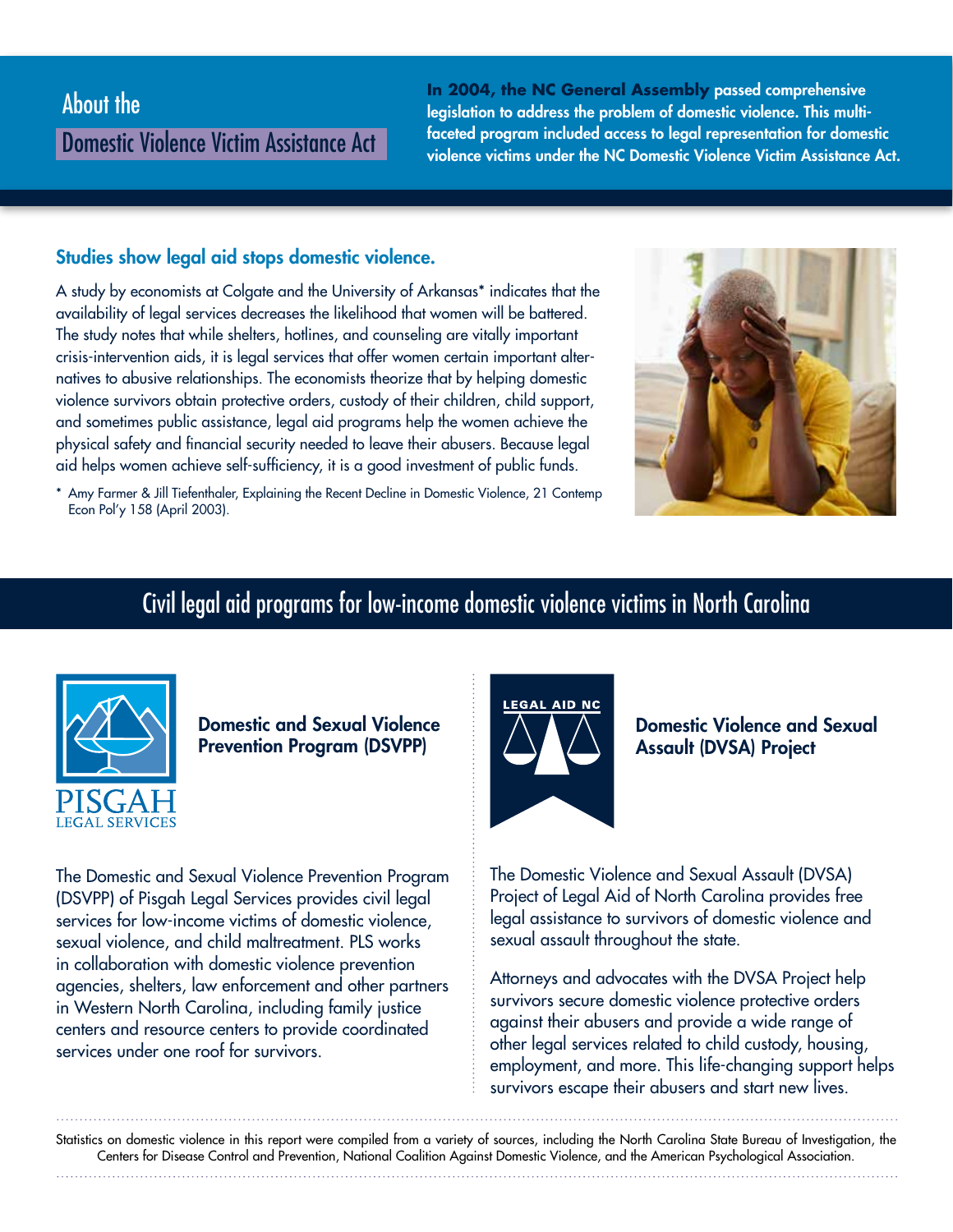## About the Domestic Violence Victim Assistance Act

**In 2004, the NC General Assembly passed comprehensive legislation to address the problem of domestic violence. This multi-faceted program included access to legal representation for domestic violence victims under the NC Domestic Violence Victim Assistance Act.**

### Studies show legal aid stops domestic violence.

A study by economists at Colgate and the University of Arkansas* indicates that the availability of legal services decreases the likelihood that women will be battered. The study notes that while shelters, hotlines, and counseling are vitally important crisis-intervention aids, it is legal services that offer women certain important alternatives to abusive relationships. The economists theorize that by helping domestic violence survivors obtain protective orders, custody of their children, child support, and sometimes public assistance, legal aid programs help the women achieve the physical safety and financial security needed to leave their abusers. Because legal aid helps women achieve self-sufficiency, it is a good investment of public funds.

\* Amy Farmer & Jill Tiefenthaler, Explaining the Recent Decline in Domestic Violence, 21 Contemp Econ Pol'y 158 (April 2003).

## Civil legal aid programs for low-income domestic violence victims in North Carolina

PISGAH LEGAL SERVICES

### Domestic and Sexual Violence Prevention Program (DSVPP)

The Domestic and Sexual Violence Prevention Program (DSVPP) of Pisgah Legal Services provides civil legal services for low-income victims of domestic violence, sexual violence, and child maltreatment. PLS works in collaboration with domestic violence prevention agencies, shelters, law enforcement and other partners in Western North Carolina, including family justice centers and resource centers to provide coordinated services under one roof for survivors.

LEGAL AID NC

### Domestic Violence and Sexual Assault (DVSA) Project

The Domestic Violence and Sexual Assault (DVSA) Project of Legal Aid of North Carolina provides free legal assistance to survivors of domestic violence and sexual assault throughout the state.

Attorneys and advocates with the DVSA Project help survivors secure domestic violence protective orders against their abusers and provide a wide range of other legal services related to child custody, housing, employment, and more. This life-changing support helps survivors escape their abusers and start new lives.

Statistics on domestic violence in this report were compiled from a variety of sources, including the North Carolina State Bureau of Investigation, the Centers for Disease Control and Prevention, National Coalition Against Domestic Violence, and the American Psychological Association.